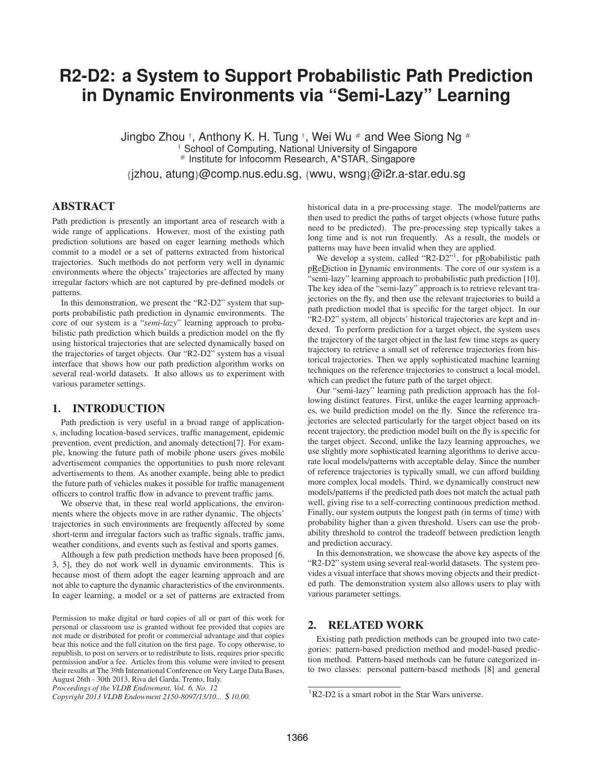# R2-D2: a System to Support Probabilistic Path Prediction in Dynamic Environments via "Semi-Lazy" Learning

Jingbo Zhou [†], Anthony K. H. Tung [†], Wei Wu [#] and Wee Siong Ng [#]

[†] School of Computing, National University of Singapore

[#] Institute for Infocomm Research, A*STAR, Singapore

{jzhou, atung}@comp.nus.edu.sg, {wwu, wsng}@i2r.a-star.edu.sg

## ABSTRACT

Path prediction is presently an important area of research with a wide range of applications. However, most of the existing path prediction solutions are based on eager learning methods which commit to a model or a set of patterns extracted from historical trajectories. Such methods do not perform very well in dynamic environments where the objects' trajectories are affected by many irregular factors which are not captured by pre-defined models or patterns.

In this demonstration, we present the "R2-D2" system that supports probabilistic path prediction in dynamic environments. The core of our system is a "*semi-lazy*" learning approach to probabilistic path prediction which builds a prediction model on the fly using historical trajectories that are selected dynamically based on the trajectories of target objects. Our "R2-D2" system has a visual interface that shows how our path prediction algorithm works on several real-world datasets. It also allows us to experiment with various parameter settings.

## 1. INTRODUCTION

Path prediction is very useful in a broad range of applications, including location-based services, traffic management, epidemic prevention, event prediction, and anomaly detection[7]. For example, knowing the future path of mobile phone users gives mobile advertisement companies the opportunities to push more relevant advertisements to them. As another example, being able to predict the future path of vehicles makes it possible for traffic management officers to control traffic flow in advance to prevent traffic jams.

We observe that, in these real world applications, the environments where the objects move in are rather dynamic. The objects' trajectories in such environments are frequently affected by some short-term and irregular factors such as traffic signals, traffic jams, weather conditions, and events such as festival and sports games.

Although a few path prediction methods have been proposed [6, 3, 5], they do not work well in dynamic environments. This is because most of them adopt the eager learning approach and are not able to capture the dynamic characteristics of the environments. In eager learning, a model or a set of patterns are extracted from historical data in a pre-processing stage. The model/patterns are then used to predict the paths of target objects (whose future paths need to be predicted). The pre-processing step typically takes a long time and is not run frequently. As a result, the models or patterns may have been invalid when they are applied.

We develop a system, called "R2-D2"[1], for pRobabilistic path pReDiction in Dynamic environments. The core of our system is a "semi-lazy" learning approach to probabilistic path prediction [10]. The key idea of the "semi-lazy" approach is to retrieve relevant trajectories on the fly, and then use the relevant trajectories to build a path prediction model that is specific for the target object. In our "R2-D2" system, all objects' historical trajectories are kept and indexed. To perform prediction for a target object, the system uses the trajectory of the target object in the last few time steps as query trajectory to retrieve a small set of reference trajectories from historical trajectories. Then we apply sophisticated machine learning techniques on the reference trajectories to construct a local model, which can predict the future path of the target object.

Our "semi-lazy" learning path prediction approach has the following distinct features. First, unlike the eager learning approaches, we build prediction model on the fly. Since the reference trajectories are selected particularly for the target object based on its recent trajectory, the prediction model built on the fly is specific for the target object. Second, unlike the lazy learning approaches, we use slightly more sophisticated learning algorithms to derive accurate local models/patterns with acceptable delay. Since the number of reference trajectories is typically small, we can afford building more complex local models. Third, we dynamically construct new models/patterns if the predicted path does not match the actual path well, giving rise to a self-correcting continuous prediction method. Finally, our system outputs the longest path (in terms of time) with probability higher than a given threshold. Users can use the probability threshold to control the tradeoff between prediction length and prediction accuracy.

In this demonstration, we showcase the above key aspects of the "R2-D2" system using several real-world datasets. The system provides a visual interface that shows moving objects and their predicted path. The demonstration system also allows users to play with various parameter settings.

## 2. RELATED WORK

Existing path prediction methods can be grouped into two categories: pattern-based prediction method and model-based prediction method. Pattern-based methods can be future categorized into two classes: personal pattern-based methods [8] and general

[1] R2-D2 is a smart robot in the Star Wars universe.

Permission to make digital or hard copies of all or part of this work for personal or classroom use is granted without fee provided that copies are not made or distributed for profit or commercial advantage and that copies bear this notice and the full citation on the first page. To copy otherwise, to republish, to post on servers or to redistribute to lists, requires prior specific permission and/or a fee. Articles from this volume were invited to present their results at The 39th International Conference on Very Large Data Bases, August 26th - 30th 2013, Riva del Garda, Trento, Italy.

*Proceedings of the VLDB Endowment, Vol. 6, No. 12*

*Copyright 2013 VLDB Endowment 2150-8097/13/10... $ 10.00.*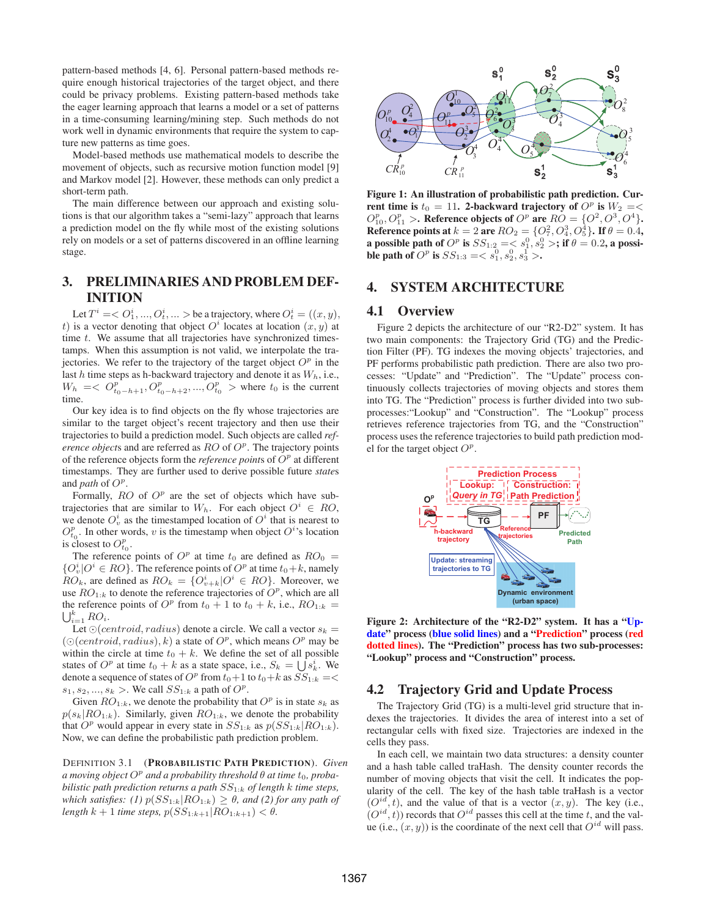pattern-based methods [4, 6]. Personal pattern-based methods require enough historical trajectories of the target object, and there could be privacy problems. Existing pattern-based methods take the eager learning approach that learns a model or a set of patterns in a time-consuming learning/mining step. Such methods do not work well in dynamic environments that require the system to capture new patterns as time goes.

Model-based methods use mathematical models to describe the movement of objects, such as recursive motion function model [9] and Markov model [2]. However, these methods can only predict a short-term path.

The main difference between our approach and existing solutions is that our algorithm takes a "semi-lazy" approach that learns a prediction model on the fly while most of the existing solutions rely on models or a set of patterns discovered in an offline learning stage.

# 3. PRELIMINARIES AND PROBLEM DEFINITION

Let $T^i = < O^i_1, ..., O^i_t, ... >$ be a trajectory, where $O^i_t = ((x, y), t)$ is a vector denoting that object $O^i$ locates at location $(x, y)$ at time $t$. We assume that all trajectories have synchronized timestamps. When this assumption is not valid, we interpolate the trajectories. We refer to the trajectory of the target object $O^p$ in the last $h$ time steps as h-backward trajectory and denote it as $W_h$, i.e., $W_h = < O^p_{t_0-h+1}, O^p_{t_0-h+2}, ..., O^p_{t_0} >$ where $t_0$ is the current time.

Our key idea is to find objects on the fly whose trajectories are similar to the target object's recent trajectory and then use their trajectories to build a prediction model. Such objects are called *reference objects* and are referred as $RO$ of $O^p$. The trajectory points of the reference objects form the *reference points* of $O^p$ at different timestamps. They are further used to derive possible future *states* and *path* of $O^p$.

Formally, $RO$ of $O^p$ are the set of objects which have subtrajectories that are similar to $W_h$. For each object $O^i \in RO$, we denote $O^i_v$ as the timestamped location of $O^i$ that is nearest to $O^p_{t_0}$. In other words, $v$ is the timestamp when object $O^i$'s location is closest to $O^p_{t_0}$.

The reference points of $O^p$ at time $t_0$ are defined as $RO_0 = \{O^i_v | O^i \in RO\}$. The reference points of $O^p$ at time $t_0+k$, namely $RO_k$, are defined as $RO_k = \{O^i_{v+k} | O^i \in RO\}$. Moreover, we use $RO_{1:k}$ to denote the reference trajectories of $O^p$, which are all the reference points of $O^p$ from $t_0 + 1$ to $t_0 + k$, i.e., $RO_{1:k} = \bigcup_{i=1}^{k} RO_i$.

Let $\odot(centroid, radius)$ denote a circle. We call a vector $s_k = (\odot(centroid, radius), k)$ a state of $O^p$, which means $O^p$ may be within the circle at time $t_0 + k$. We define the set of all possible states of $O^p$ at time $t_0 + k$ as a state space, i.e., $S_k = \bigcup s^i_k$. We denote a sequence of states of $O^p$ from $t_0+1$ to $t_0+k$ as $SS_{1:k} = < s_1, s_2, ..., s_k >$. We call $SS_{1:k}$ a path of $O^p$.

Given $RO_{1:k}$, we denote the probability that $O^p$ is in state $s_k$ as $p(s_k|RO_{1:k})$. Similarly, given $RO_{1:k}$, we denote the probability that $O^p$ would appear in every state in $SS_{1:k}$ as $p(SS_{1:k}|RO_{1:k})$. Now, we can define the probabilistic path prediction problem.

DEFINITION 3.1 (**PROBABILISTIC PATH PREDICTION**). *Given a moving object $O^p$ and a probability threshold $\theta$ at time $t_0$, probabilistic path prediction returns a path $SS_{1:k}$ of length $k$ time steps, which satisfies: (1) $p(SS_{1:k}|RO_{1:k}) \geq \theta$, and (2) for any path of length $k + 1$ time steps, $p(SS_{1:k+1}|RO_{1:k+1}) < \theta$.*

**Figure 1: An illustration of probabilistic path prediction. Current time is $t_0 = 11$. 2-backward trajectory of $O^p$ is $W_2 =< O^p_{10}, O^p_{11} >$. Reference objects of $O^p$ are $RO = \{O^2, O^3, O^4\}$. Reference points at $k = 2$ are $RO_2 = \{O^2_7, O^3_4, O^4_5\}$. If $\theta = 0.4$, a possible path of $O^p$ is $SS_{1:2} =< s^0_1, s^0_2 >$; if $\theta = 0.2$, a possible path of $O^p$ is $SS_{1:3} =< s^0_1, s^0_2, s^1_3 >$.**

# 4. SYSTEM ARCHITECTURE

## 4.1 Overview

Figure 2 depicts the architecture of our "R2-D2" system. It has two main components: the Trajectory Grid (TG) and the Prediction Filter (PF). TG indexes the moving objects' trajectories, and PF performs probabilistic path prediction. There are also two processes: "Update" and "Prediction". The "Update" process continuously collects trajectories of moving objects and stores them into TG. The "Prediction" process is further divided into two subprocesses:"Lookup" and "Construction". The "Lookup" process retrieves reference trajectories from TG, and the "Construction" process uses the reference trajectories to build path prediction model for the target object $O^p$.

**Figure 2: Architecture of the "R2-D2" system. It has a "Update" process (blue solid lines) and a "Prediction" process (red dotted lines). The "Prediction" process has two sub-processes: "Lookup" process and "Construction" process.**

## 4.2 Trajectory Grid and Update Process

The Trajectory Grid (TG) is a multi-level grid structure that indexes the trajectories. It divides the area of interest into a set of rectangular cells with fixed size. Trajectories are indexed in the cells they pass.

In each cell, we maintain two data structures: a density counter and a hash table called traHash. The density counter records the number of moving objects that visit the cell. It indicates the popularity of the cell. The key of the hash table traHash is a vector $(O^{id}, t)$, and the value of that is a vector $(x, y)$. The key (i.e., $(O^{id}, t)$) records that $O^{id}$ passes this cell at the time $t$, and the value (i.e., $(x, y)$) is the coordinate of the next cell that $O^{id}$ will pass.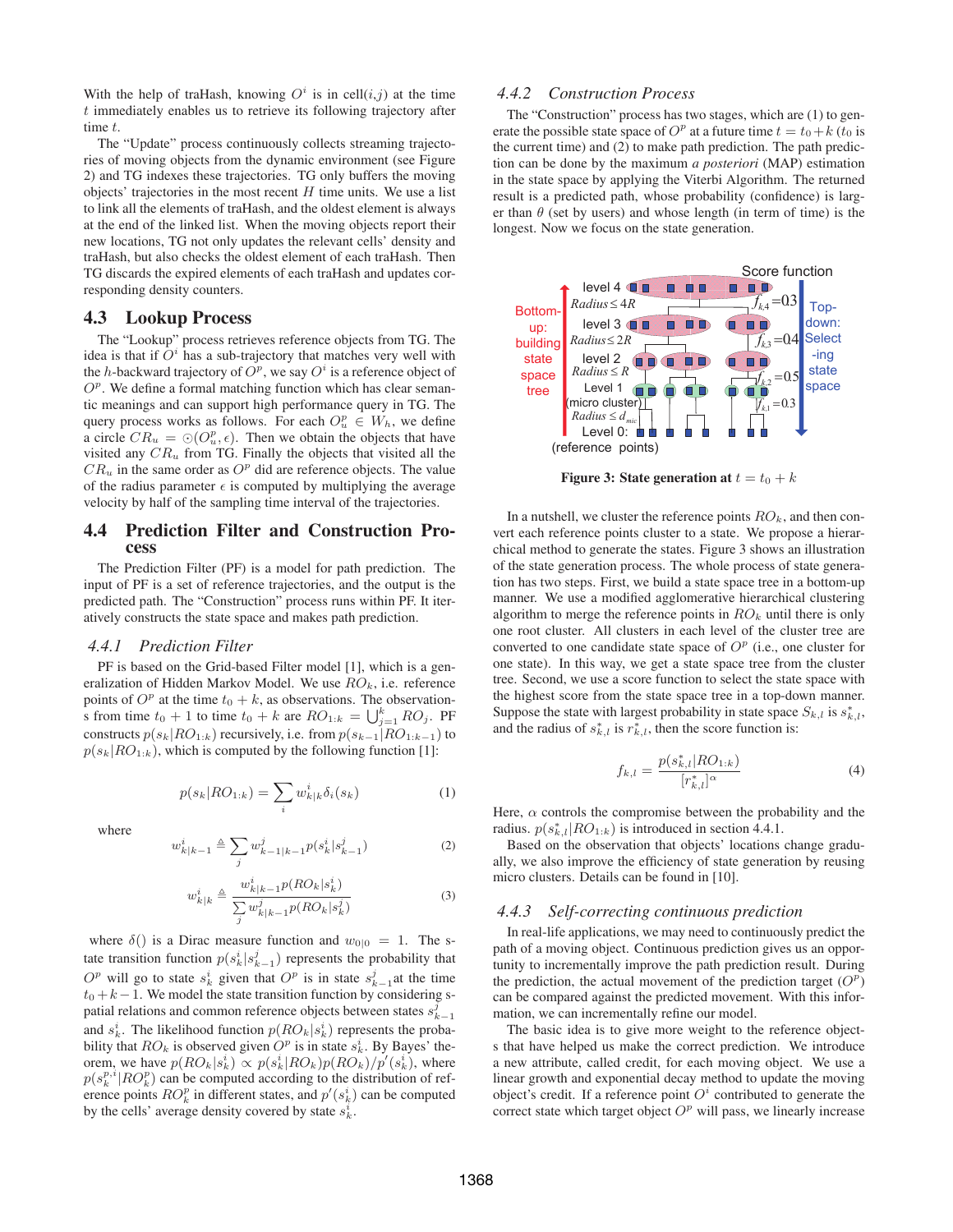With the help of traHash, knowing $O^i$ is in cell$(i,j)$ at the time $t$ immediately enables us to retrieve its following trajectory after time $t$.

The "Update" process continuously collects streaming trajectories of moving objects from the dynamic environment (see Figure 2) and TG indexes these trajectories. TG only buffers the moving objects' trajectories in the most recent $H$ time units. We use a list to link all the elements of traHash, and the oldest element is always at the end of the linked list. When the moving objects report their new locations, TG not only updates the relevant cells' density and traHash, but also checks the oldest element of each traHash. Then TG discards the expired elements of each traHash and updates corresponding density counters.

## 4.3 Lookup Process

The "Lookup" process retrieves reference objects from TG. The idea is that if $O^i$ has a sub-trajectory that matches very well with the $h$-backward trajectory of $O^p$, we say $O^i$ is a reference object of $O^p$. We define a formal matching function which has clear semantic meanings and can support high performance query in TG. The query process works as follows. For each $O^p_u \in W_h$, we define a circle $CR_u = \odot(O^p_u, \epsilon)$. Then we obtain the objects that have visited any $CR_u$ from TG. Finally the objects that visited all the $CR_u$ in the same order as $O^p$ did are reference objects. The value of the radius parameter $\epsilon$ is computed by multiplying the average velocity by half of the sampling time interval of the trajectories.

## 4.4 Prediction Filter and Construction Process

The Prediction Filter (PF) is a model for path prediction. The input of PF is a set of reference trajectories, and the output is the predicted path. The "Construction" process runs within PF. It iteratively constructs the state space and makes path prediction.

### 4.4.1 *Prediction Filter*

PF is based on the Grid-based Filter model [1], which is a generalization of Hidden Markov Model. We use $RO_k$, i.e. reference points of $O^p$ at the time $t_0 + k$, as observations. The observations from time $t_0 + 1$ to time $t_0 + k$ are $RO_{1:k} = \bigcup_{j=1}^{k} RO_j$. PF constructs $p(s_k|RO_{1:k})$ recursively, i.e. from $p(s_{k-1}|RO_{1:k-1})$ to $p(s_k|RO_{1:k})$, which is computed by the following function [1]:

$$p(s_k|RO_{1:k}) = \sum_i w^i_{k|k}\delta_i(s_k) \tag{1}$$

where

$$w^i_{k|k-1} \triangleq \sum_j w^j_{k-1|k-1}p(s^i_k|s^j_{k-1}) \tag{2}$$

$$w^i_{k|k} \triangleq \frac{w^i_{k|k-1}p(RO_k|s^i_k)}{\sum_j w^j_{k|k-1}p(RO_k|s^j_k)} \tag{3}$$

where $\delta()$ is a Dirac measure function and $w_{0|0} = 1$. The state transition function $p(s^i_k|s^j_{k-1})$ represents the probability that $O^p$ will go to state $s^i_k$ given that $O^p$ is in state $s^j_{k-1}$at the time $t_0 + k - 1$. We model the state transition function by considering spatial relations and common reference objects between states $s^j_{k-1}$ and $s^i_k$. The likelihood function $p(RO_k|s^i_k)$ represents the probability that $RO_k$ is observed given $O^p$ is in state $s^i_k$. By Bayes' theorem, we have $p(RO_k|s^i_k) \propto p(s^i_k|RO_k)p(RO_k)/p'(s^i_k)$, where $p(s^{p,i}_k|RO^p_k)$ can be computed according to the distribution of reference points $RO^p_k$ in different states, and $p'(s^i_k)$ can be computed by the cells' average density covered by state $s^i_k$.

### 4.4.2 *Construction Process*

The "Construction" process has two stages, which are (1) to generate the possible state space of $O^p$ at a future time $t = t_0 + k$ ($t_0$ is the current time) and (2) to make path prediction. The path prediction can be done by the maximum *a posteriori* (MAP) estimation in the state space by applying the Viterbi Algorithm. The returned result is a predicted path, whose probability (confidence) is larger than $\theta$ (set by users) and whose length (in term of time) is the longest. Now we focus on the state generation.

**Figure 3: State generation at $t = t_0 + k$**

In a nutshell, we cluster the reference points $RO_k$, and then convert each reference points cluster to a state. We propose a hierarchical method to generate the states. Figure 3 shows an illustration of the state generation process. The whole process of state generation has two steps. First, we build a state space tree in a bottom-up manner. We use a modified agglomerative hierarchical clustering algorithm to merge the reference points in $RO_k$ until there is only one root cluster. All clusters in each level of the cluster tree are converted to one candidate state space of $O^p$ (i.e., one cluster for one state). In this way, we get a state space tree from the cluster tree. Second, we use a score function to select the state space with the highest score from the state space tree in a top-down manner. Suppose the state with largest probability in state space $S_{k,l}$ is $s^*_{k,l}$, and the radius of $s^*_{k,l}$ is $r^*_{k,l}$, then the score function is:

$$f_{k,l} = \frac{p(s^*_{k,l}|RO_{1:k})}{[r^*_{k,l}]^\alpha} \tag{4}$$

Here, $\alpha$ controls the compromise between the probability and the radius. $p(s^*_{k,l}|RO_{1:k})$ is introduced in section 4.4.1.

Based on the observation that objects' locations change gradually, we also improve the efficiency of state generation by reusing micro clusters. Details can be found in [10].

### 4.4.3 *Self-correcting continuous prediction*

In real-life applications, we may need to continuously predict the path of a moving object. Continuous prediction gives us an opportunity to incrementally improve the path prediction result. During the prediction, the actual movement of the prediction target ($O^p$) can be compared against the predicted movement. With this information, we can incrementally refine our model.

The basic idea is to give more weight to the reference objects that have helped us make the correct prediction. We introduce a new attribute, called credit, for each moving object. We use a linear growth and exponential decay method to update the moving object's credit. If a reference point $O^i$ contributed to generate the correct state which target object $O^p$ will pass, we linearly increase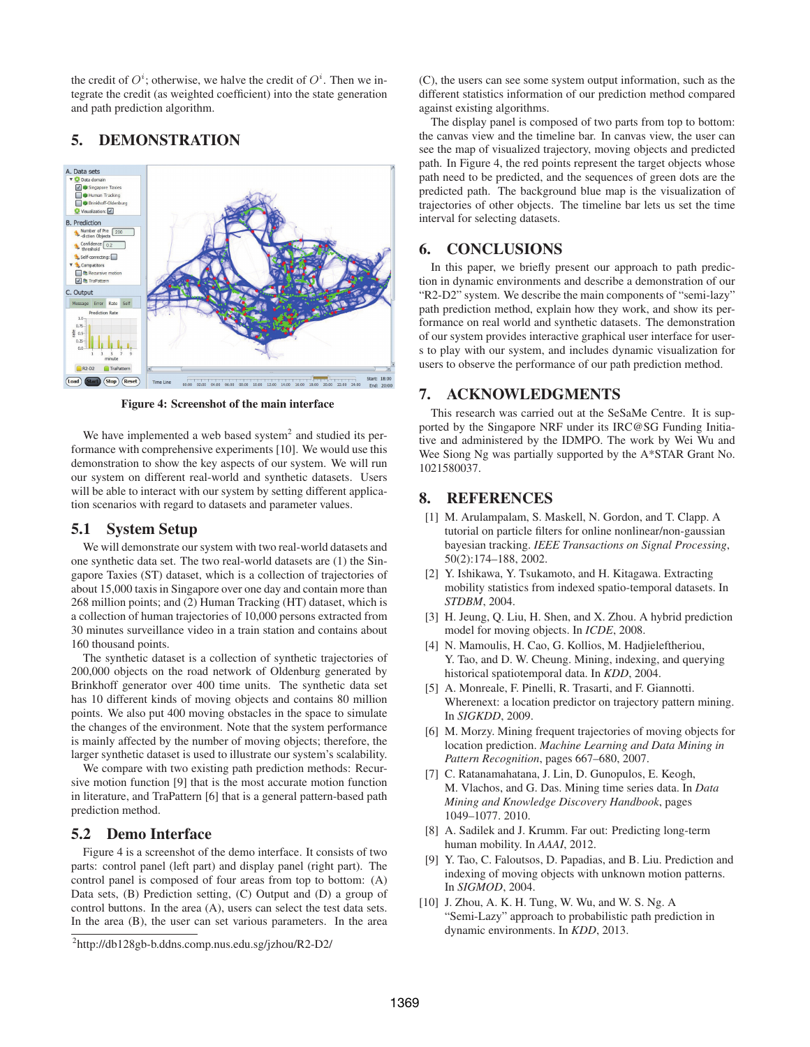the credit of $O^i$; otherwise, we halve the credit of $O^i$. Then we integrate the credit (as weighted coefficient) into the state generation and path prediction algorithm.

## 5. DEMONSTRATION

Figure 4: Screenshot of the main interface

We have implemented a web based system[2] and studied its performance with comprehensive experiments [10]. We would use this demonstration to show the key aspects of our system. We will run our system on different real-world and synthetic datasets. Users will be able to interact with our system by setting different application scenarios with regard to datasets and parameter values.

### 5.1 System Setup

We will demonstrate our system with two real-world datasets and one synthetic data set. The two real-world datasets are (1) the Singapore Taxies (ST) dataset, which is a collection of trajectories of about 15,000 taxis in Singapore over one day and contain more than 268 million points; and (2) Human Tracking (HT) dataset, which is a collection of human trajectories of 10,000 persons extracted from 30 minutes surveillance video in a train station and contains about 160 thousand points.

The synthetic dataset is a collection of synthetic trajectories of 200,000 objects on the road network of Oldenburg generated by Brinkhoff generator over 400 time units. The synthetic data set has 10 different kinds of moving objects and contains 80 million points. We also put 400 moving obstacles in the space to simulate the changes of the environment. Note that the system performance is mainly affected by the number of moving objects; therefore, the larger synthetic dataset is used to illustrate our system's scalability.

We compare with two existing path prediction methods: Recursive motion function [9] that is the most accurate motion function in literature, and TraPattern [6] that is a general pattern-based path prediction method.

### 5.2 Demo Interface

Figure 4 is a screenshot of the demo interface. It consists of two parts: control panel (left part) and display panel (right part). The control panel is composed of four areas from top to bottom: (A) Data sets, (B) Prediction setting, (C) Output and (D) a group of control buttons. In the area (A), users can select the test data sets. In the area (B), the user can set various parameters. In the area (C), the users can see some system output information, such as the different statistics information of our prediction method compared against existing algorithms.

The display panel is composed of two parts from top to bottom: the canvas view and the timeline bar. In canvas view, the user can see the map of visualized trajectory, moving objects and predicted path. In Figure 4, the red points represent the target objects whose path need to be predicted, and the sequences of green dots are the predicted path. The background blue map is the visualization of trajectories of other objects. The timeline bar lets us set the time interval for selecting datasets.

[2] http://db128gb-b.ddns.comp.nus.edu.sg/jzhou/R2-D2/

## 6. CONCLUSIONS

In this paper, we briefly present our approach to path prediction in dynamic environments and describe a demonstration of our "R2-D2" system. We describe the main components of "semi-lazy" path prediction method, explain how they work, and show its performance on real world and synthetic datasets. The demonstration of our system provides interactive graphical user interface for users to play with our system, and includes dynamic visualization for users to observe the performance of our path prediction method.

## 7. ACKNOWLEDGMENTS

This research was carried out at the SeSaMe Centre. It is supported by the Singapore NRF under its IRC@SG Funding Initiative and administered by the IDMPO. The work by Wei Wu and Wee Siong Ng was partially supported by the A*STAR Grant No. 1021580037.

## 8. REFERENCES

[1] M. Arulampalam, S. Maskell, N. Gordon, and T. Clapp. A tutorial on particle filters for online nonlinear/non-gaussian bayesian tracking. *IEEE Transactions on Signal Processing*, 50(2):174–188, 2002.

[2] Y. Ishikawa, Y. Tsukamoto, and H. Kitagawa. Extracting mobility statistics from indexed spatio-temporal datasets. In *STDBM*, 2004.

[3] H. Jeung, Q. Liu, H. Shen, and X. Zhou. A hybrid prediction model for moving objects. In *ICDE*, 2008.

[4] N. Mamoulis, H. Cao, G. Kollios, M. Hadjieleftheriou, Y. Tao, and D. W. Cheung. Mining, indexing, and querying historical spatiotemporal data. In *KDD*, 2004.

[5] A. Monreale, F. Pinelli, R. Trasarti, and F. Giannotti. Wherenext: a location predictor on trajectory pattern mining. In *SIGKDD*, 2009.

[6] M. Morzy. Mining frequent trajectories of moving objects for location prediction. *Machine Learning and Data Mining in Pattern Recognition*, pages 667–680, 2007.

[7] C. Ratanamahatana, J. Lin, D. Gunopulos, E. Keogh, M. Vlachos, and G. Das. Mining time series data. In *Data Mining and Knowledge Discovery Handbook*, pages 1049–1077. 2010.

[8] A. Sadilek and J. Krumm. Far out: Predicting long-term human mobility. In *AAAI*, 2012.

[9] Y. Tao, C. Faloutsos, D. Papadias, and B. Liu. Prediction and indexing of moving objects with unknown motion patterns. In *SIGMOD*, 2004.

[10] J. Zhou, A. K. H. Tung, W. Wu, and W. S. Ng. A "Semi-Lazy" approach to probabilistic path prediction in dynamic environments. In *KDD*, 2013.